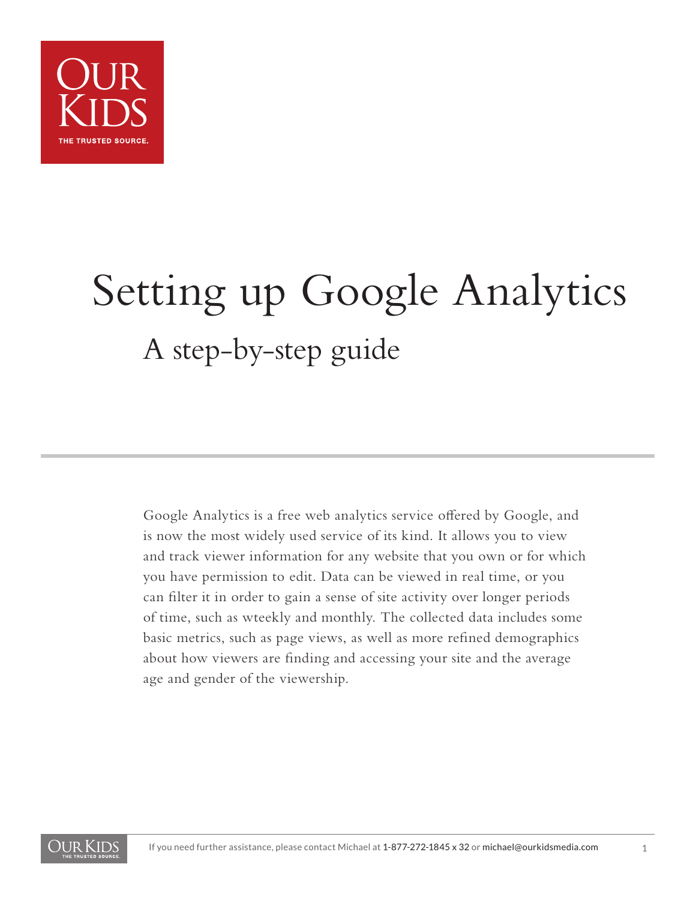OUR KIDS
THE TRUSTED SOURCE.

# Setting up Google Analytics

## A step-by-step guide

Google Analytics is a free web analytics service offered by Google, and is now the most widely used service of its kind. It allows you to view and track viewer information for any website that you own or for which you have permission to edit. Data can be viewed in real time, or you can filter it in order to gain a sense of site activity over longer periods of time, such as wteekly and monthly. The collected data includes some basic metrics, such as page views, as well as more refined demographics about how viewers are finding and accessing your site and the average age and gender of the viewership.

If you need further assistance, please contact Michael at 1-877-272-1845 x 32 or michael@ourkidsmedia.com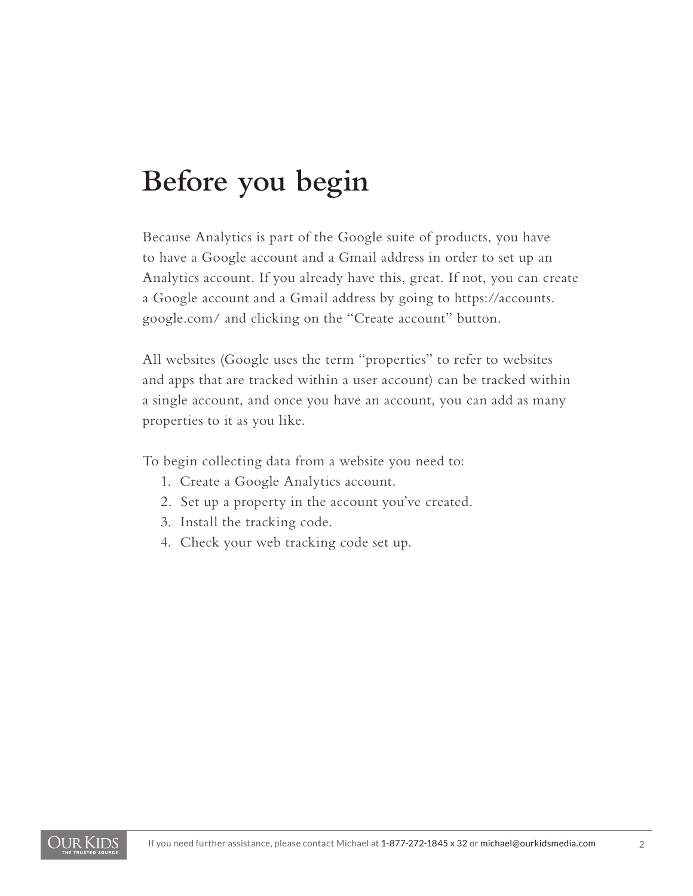# Before you begin

Because Analytics is part of the Google suite of products, you have to have a Google account and a Gmail address in order to set up an Analytics account. If you already have this, great. If not, you can create a Google account and a Gmail address by going to https://accounts.google.com/ and clicking on the "Create account" button.

All websites (Google uses the term "properties" to refer to websites and apps that are tracked within a user account) can be tracked within a single account, and once you have an account, you can add as many properties to it as you like.

To begin collecting data from a website you need to:

1. Create a Google Analytics account.
2. Set up a property in the account you've created.
3. Install the tracking code.
4. Check your web tracking code set up.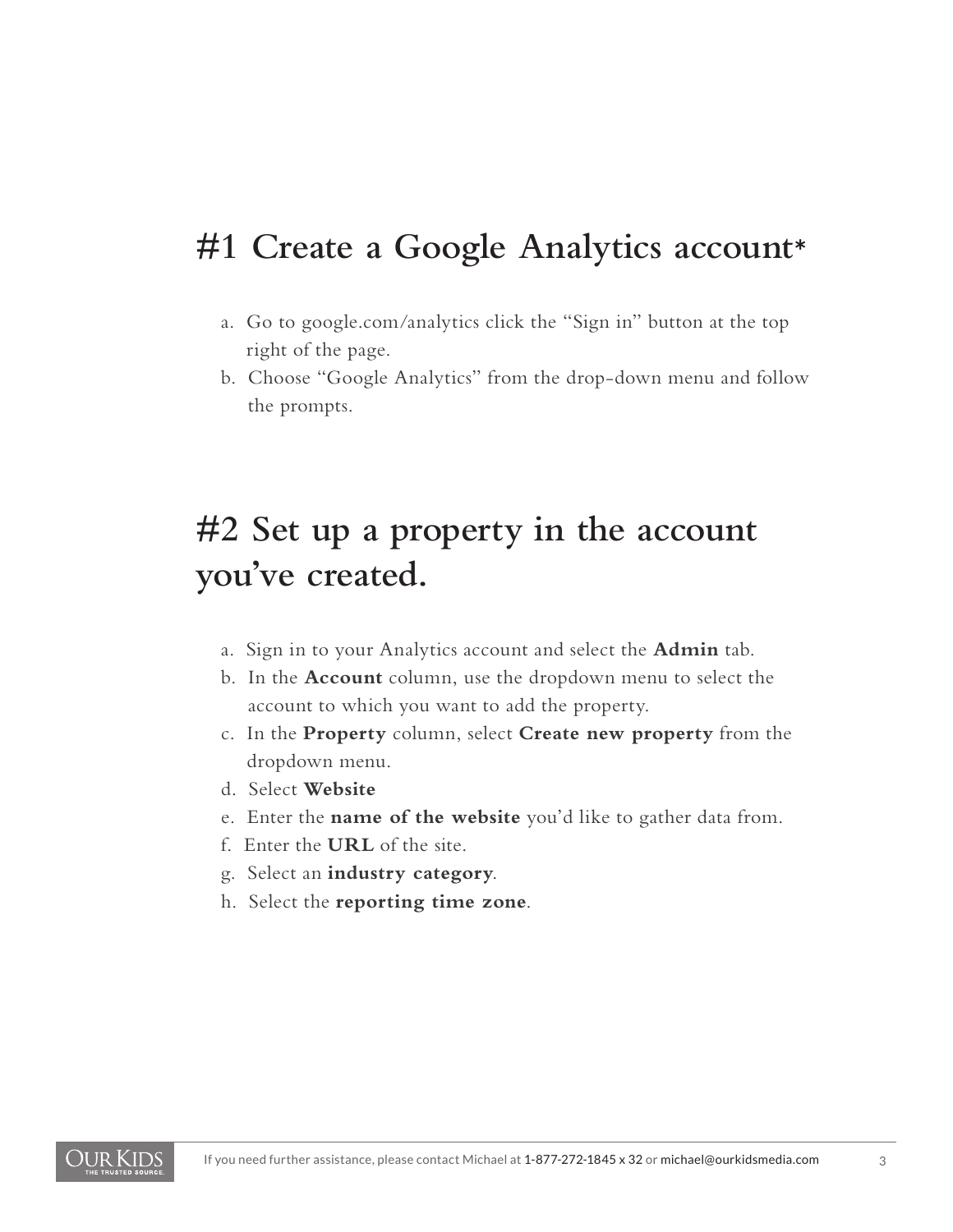# #1 Create a Google Analytics account*

a. Go to google.com/analytics click the "Sign in" button at the top right of the page.
b. Choose "Google Analytics" from the drop-down menu and follow the prompts.

# #2 Set up a property in the account you've created.

a. Sign in to your Analytics account and select the **Admin** tab.
b. In the **Account** column, use the dropdown menu to select the account to which you want to add the property.
c. In the **Property** column, select **Create new property** from the dropdown menu.
d. Select **Website**
e. Enter the **name of the website** you'd like to gather data from.
f. Enter the **URL** of the site.
g. Select an **industry category**.
h. Select the **reporting time zone**.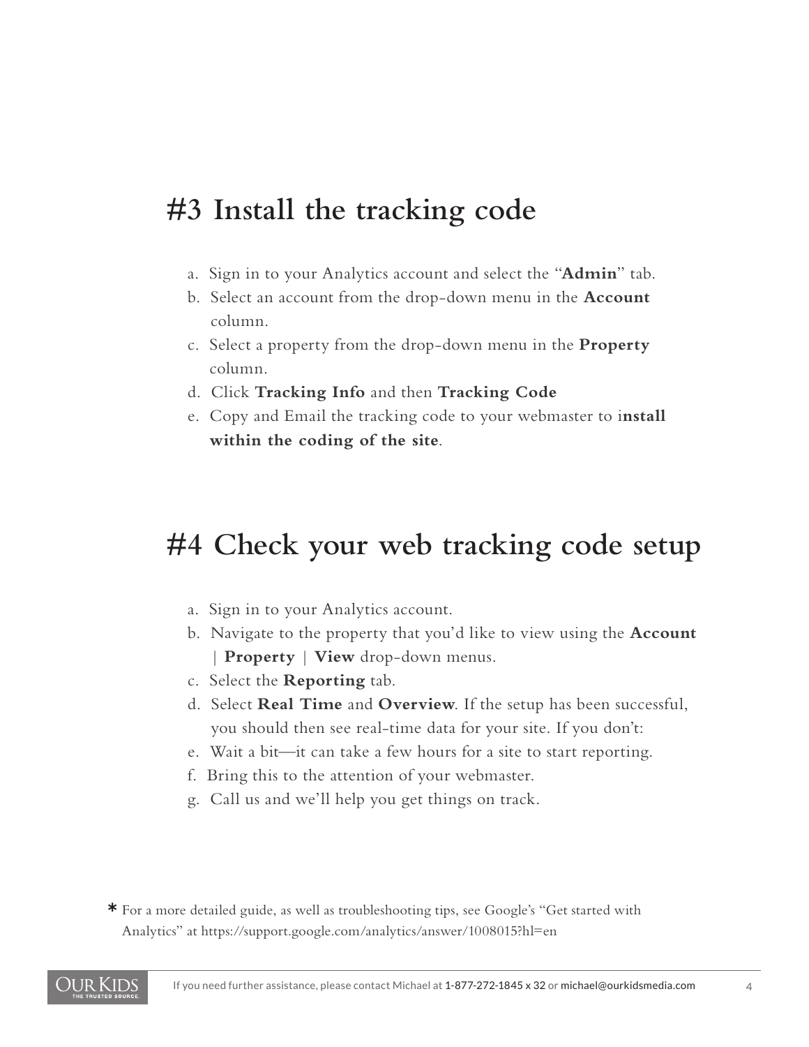## #3 Install the tracking code

a. Sign in to your Analytics account and select the "**Admin**" tab.
b. Select an account from the drop-down menu in the **Account** column.
c. Select a property from the drop-down menu in the **Property** column.
d. Click **Tracking Info** and then **Tracking Code**
e. Copy and Email the tracking code to your webmaster to i**nstall within the coding of the site**.

## #4 Check your web tracking code setup

a. Sign in to your Analytics account.
b. Navigate to the property that you'd like to view using the **Account** | **Property** | **View** drop-down menus.
c. Select the **Reporting** tab.
d. Select **Real Time** and **Overview**. If the setup has been successful, you should then see real-time data for your site. If you don't:
e. Wait a bit—it can take a few hours for a site to start reporting.
f. Bring this to the attention of your webmaster.
g. Call us and we'll help you get things on track.

* For a more detailed guide, as well as troubleshooting tips, see Google's "Get started with Analytics" at https://support.google.com/analytics/answer/1008015?hl=en

If you need further assistance, please contact Michael at 1-877-272-1845 x 32 or michael@ourkidsmedia.com